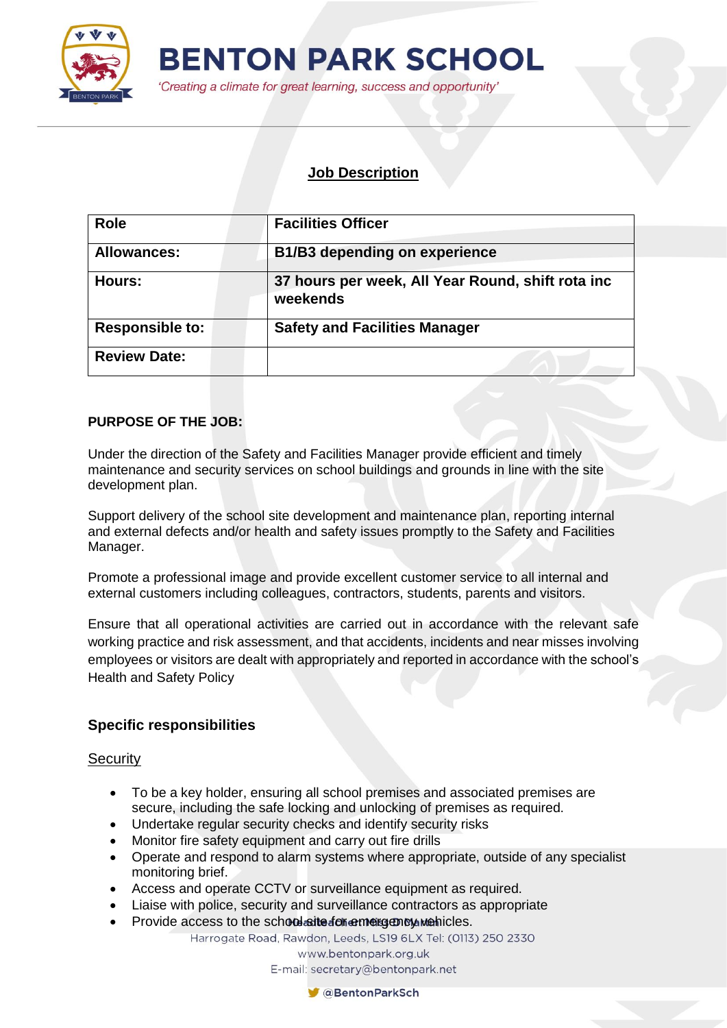# BENTON PARK SCHOOL

*'Creating a climate for great learning, success and opportunity'*

## Job Description

| Role | Facilities Officer |
|---|---|
| **Allowances:** | **B1/B3 depending on experience** |
| **Hours:** | **37 hours per week, All Year Round, shift rota inc weekends** |
| **Responsible to:** | **Safety and Facilities Manager** |
| **Review Date:** | |

**PURPOSE OF THE JOB:**

Under the direction of the Safety and Facilities Manager provide efficient and timely maintenance and security services on school buildings and grounds in line with the site development plan.

Support delivery of the school site development and maintenance plan, reporting internal and external defects and/or health and safety issues promptly to the Safety and Facilities Manager.

Promote a professional image and provide excellent customer service to all internal and external customers including colleagues, contractors, students, parents and visitors.

Ensure that all operational activities are carried out in accordance with the relevant safe working practice and risk assessment, and that accidents, incidents and near misses involving employees or visitors are dealt with appropriately and reported in accordance with the school's Health and Safety Policy

### Specific responsibilities

Security

- To be a key holder, ensuring all school premises and associated premises are secure, including the safe locking and unlocking of premises as required.
- Undertake regular security checks and identify security risks
- Monitor fire safety equipment and carry out fire drills
- Operate and respond to alarm systems where appropriate, outside of any specialist monitoring brief.
- Access and operate CCTV or surveillance equipment as required.
- Liaise with police, security and surveillance contractors as appropriate
- Provide access to the school site for emergency vehicles.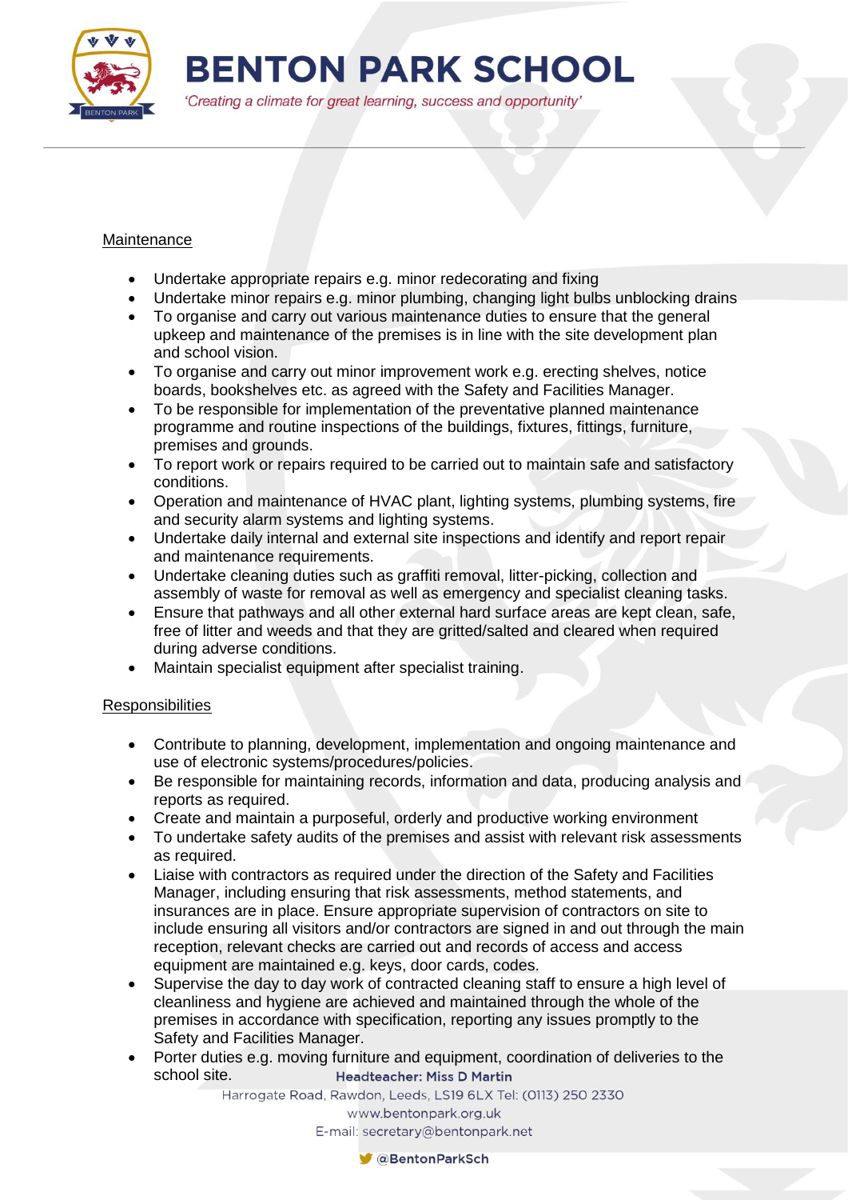Maintenance

- Undertake appropriate repairs e.g. minor redecorating and fixing
- Undertake minor repairs e.g. minor plumbing, changing light bulbs unblocking drains
- To organise and carry out various maintenance duties to ensure that the general upkeep and maintenance of the premises is in line with the site development plan and school vision.
- To organise and carry out minor improvement work e.g. erecting shelves, notice boards, bookshelves etc. as agreed with the Safety and Facilities Manager.
- To be responsible for implementation of the preventative planned maintenance programme and routine inspections of the buildings, fixtures, fittings, furniture, premises and grounds.
- To report work or repairs required to be carried out to maintain safe and satisfactory conditions.
- Operation and maintenance of HVAC plant, lighting systems, plumbing systems, fire and security alarm systems and lighting systems.
- Undertake daily internal and external site inspections and identify and report repair and maintenance requirements.
- Undertake cleaning duties such as graffiti removal, litter-picking, collection and assembly of waste for removal as well as emergency and specialist cleaning tasks.
- Ensure that pathways and all other external hard surface areas are kept clean, safe, free of litter and weeds and that they are gritted/salted and cleared when required during adverse conditions.
- Maintain specialist equipment after specialist training.

Responsibilities

- Contribute to planning, development, implementation and ongoing maintenance and use of electronic systems/procedures/policies.
- Be responsible for maintaining records, information and data, producing analysis and reports as required.
- Create and maintain a purposeful, orderly and productive working environment
- To undertake safety audits of the premises and assist with relevant risk assessments as required.
- Liaise with contractors as required under the direction of the Safety and Facilities Manager, including ensuring that risk assessments, method statements, and insurances are in place. Ensure appropriate supervision of contractors on site to include ensuring all visitors and/or contractors are signed in and out through the main reception, relevant checks are carried out and records of access and access equipment are maintained e.g. keys, door cards, codes.
- Supervise the day to day work of contracted cleaning staff to ensure a high level of cleanliness and hygiene are achieved and maintained through the whole of the premises in accordance with specification, reporting any issues promptly to the Safety and Facilities Manager.
- Porter duties e.g. moving furniture and equipment, coordination of deliveries to the school site.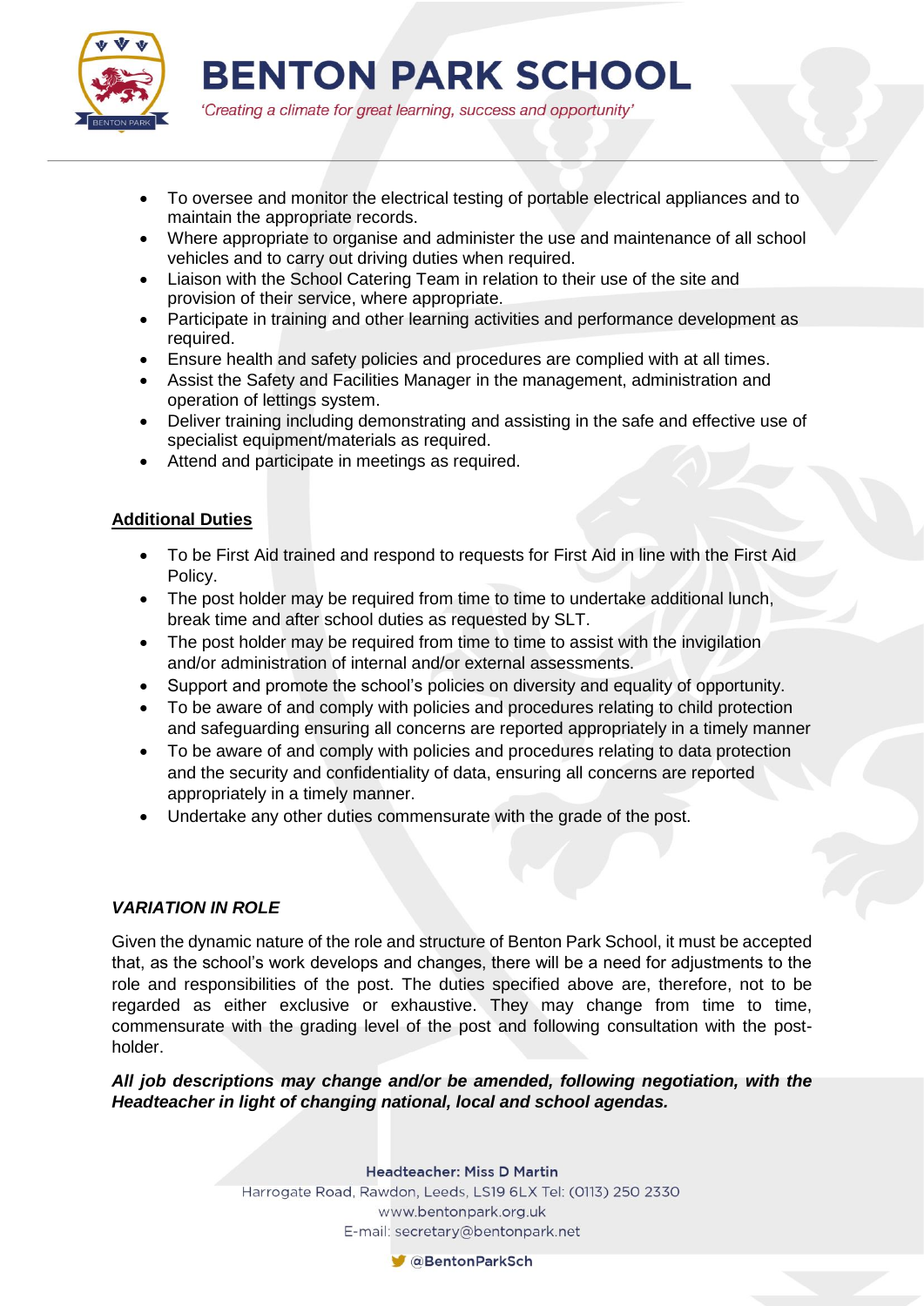- To oversee and monitor the electrical testing of portable electrical appliances and to maintain the appropriate records.
- Where appropriate to organise and administer the use and maintenance of all school vehicles and to carry out driving duties when required.
- Liaison with the School Catering Team in relation to their use of the site and provision of their service, where appropriate.
- Participate in training and other learning activities and performance development as required.
- Ensure health and safety policies and procedures are complied with at all times.
- Assist the Safety and Facilities Manager in the management, administration and operation of lettings system.
- Deliver training including demonstrating and assisting in the safe and effective use of specialist equipment/materials as required.
- Attend and participate in meetings as required.

## Additional Duties

- To be First Aid trained and respond to requests for First Aid in line with the First Aid Policy.
- The post holder may be required from time to time to undertake additional lunch, break time and after school duties as requested by SLT.
- The post holder may be required from time to time to assist with the invigilation and/or administration of internal and/or external assessments.
- Support and promote the school's policies on diversity and equality of opportunity.
- To be aware of and comply with policies and procedures relating to child protection and safeguarding ensuring all concerns are reported appropriately in a timely manner
- To be aware of and comply with policies and procedures relating to data protection and the security and confidentiality of data, ensuring all concerns are reported appropriately in a timely manner.
- Undertake any other duties commensurate with the grade of the post.

## *VARIATION IN ROLE*

Given the dynamic nature of the role and structure of Benton Park School, it must be accepted that, as the school's work develops and changes, there will be a need for adjustments to the role and responsibilities of the post. The duties specified above are, therefore, not to be regarded as either exclusive or exhaustive. They may change from time to time, commensurate with the grading level of the post and following consultation with the post-holder.

***All job descriptions may change and/or be amended, following negotiation, with the Headteacher in light of changing national, local and school agendas.***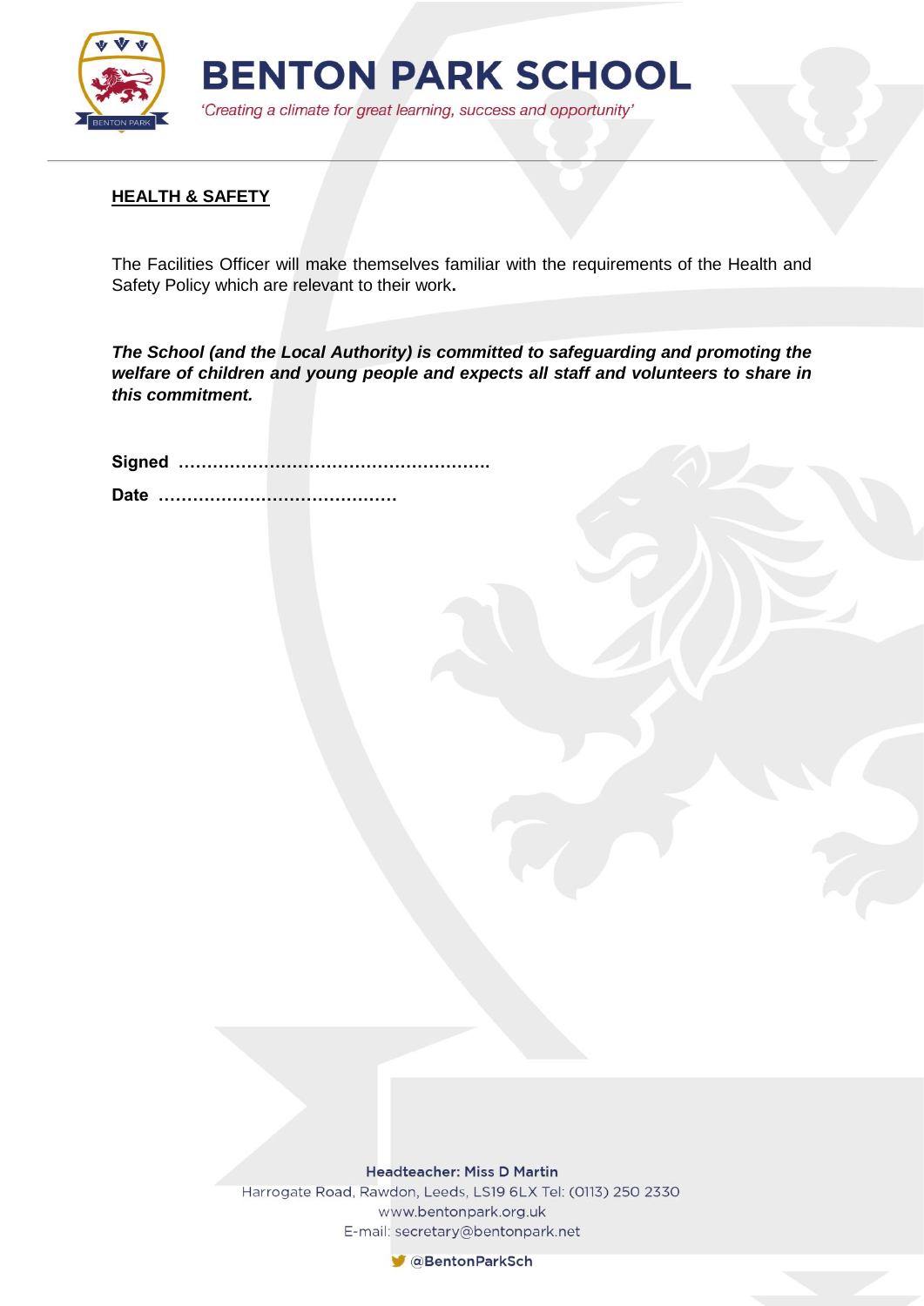## HEALTH & SAFETY

The Facilities Officer will make themselves familiar with the requirements of the Health and Safety Policy which are relevant to their work**.**

***The School (and the Local Authority) is committed to safeguarding and promoting the welfare of children and young people and expects all staff and volunteers to share in this commitment.***

**Signed ……………………………………………….**

**Date ……………………………………**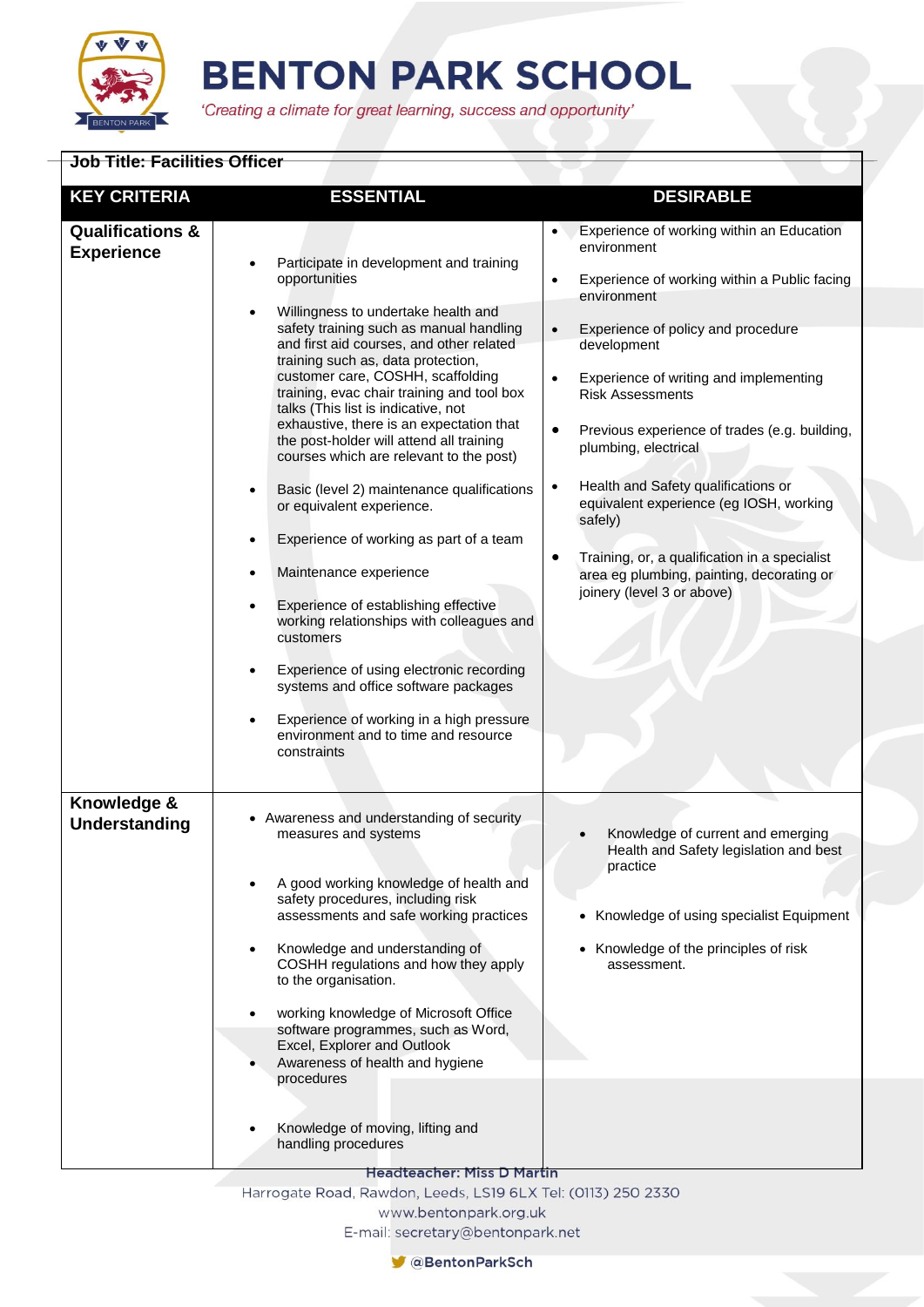# BENTON PARK SCHOOL

*'Creating a climate for great learning, success and opportunity'*

**Job Title: Facilities Officer**

| KEY CRITERIA | ESSENTIAL | DESIRABLE |
|---|---|---|
| **Qualifications & Experience** | • Participate in development and training opportunities<br>• Willingness to undertake health and safety training such as manual handling and first aid courses, and other related training such as, data protection, customer care, COSHH, scaffolding training, evac chair training and tool box talks (This list is indicative, not exhaustive, there is an expectation that the post-holder will attend all training courses which are relevant to the post)<br>• Basic (level 2) maintenance qualifications or equivalent experience.<br>• Experience of working as part of a team<br>• Maintenance experience<br>• Experience of establishing effective working relationships with colleagues and customers<br>• Experience of using electronic recording systems and office software packages<br>• Experience of working in a high pressure environment and to time and resource constraints | • Experience of working within an Education environment<br>• Experience of working within a Public facing environment<br>• Experience of policy and procedure development<br>• Experience of writing and implementing Risk Assessments<br>• Previous experience of trades (e.g. building, plumbing, electrical<br>• Health and Safety qualifications or equivalent experience (eg IOSH, working safely)<br>• Training, or, a qualification in a specialist area eg plumbing, painting, decorating or joinery (level 3 or above) |
| **Knowledge & Understanding** | • Awareness and understanding of security measures and systems<br>• A good working knowledge of health and safety procedures, including risk assessments and safe working practices<br>• Knowledge and understanding of COSHH regulations and how they apply to the organisation.<br>• working knowledge of Microsoft Office software programmes, such as Word, Excel, Explorer and Outlook<br>• Awareness of health and hygiene procedures<br>• Knowledge of moving, lifting and handling procedures | • Knowledge of current and emerging Health and Safety legislation and best practice<br>• Knowledge of using specialist Equipment<br>• Knowledge of the principles of risk assessment. |

**Headteacher: Miss D Martin**
Harrogate Road, Rawdon, Leeds, LS19 6LX Tel: (0113) 250 2330
www.bentonpark.org.uk
E-mail: secretary@bentonpark.net
@BentonParkSch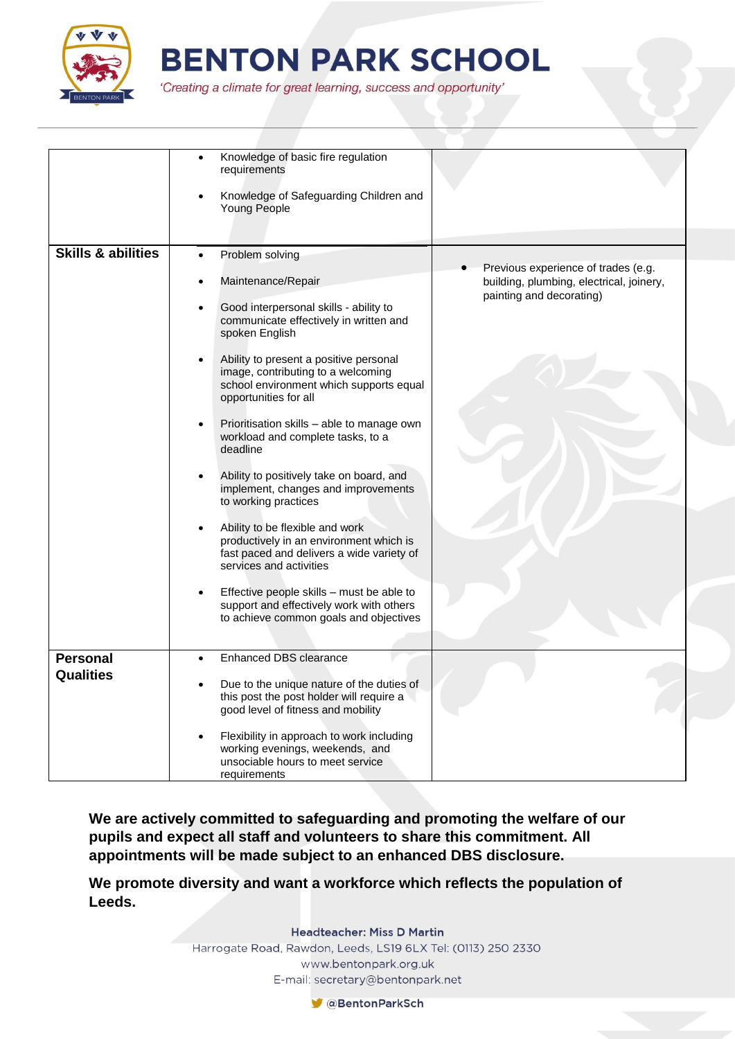| | | |
|---|---|---|
| | • Knowledge of basic fire regulation requirements<br><br>• Knowledge of Safeguarding Children and Young People | |
| **Skills & abilities** | • Problem solving<br><br>• Maintenance/Repair<br><br>• Good interpersonal skills - ability to communicate effectively in written and spoken English<br><br>• Ability to present a positive personal image, contributing to a welcoming school environment which supports equal opportunities for all<br><br>• Prioritisation skills – able to manage own workload and complete tasks, to a deadline<br><br>• Ability to positively take on board, and implement, changes and improvements to working practices<br><br>• Ability to be flexible and work productively in an environment which is fast paced and delivers a wide variety of services and activities<br><br>• Effective people skills – must be able to support and effectively work with others to achieve common goals and objectives | • Previous experience of trades (e.g. building, plumbing, electrical, joinery, painting and decorating) |
| **Personal Qualities** | • Enhanced DBS clearance<br><br>• Due to the unique nature of the duties of this post the post holder will require a good level of fitness and mobility<br><br>• Flexibility in approach to work including working evenings, weekends, and unsociable hours to meet service requirements | |

**We are actively committed to safeguarding and promoting the welfare of our pupils and expect all staff and volunteers to share this commitment. All appointments will be made subject to an enhanced DBS disclosure.**

**We promote diversity and want a workforce which reflects the population of Leeds.**